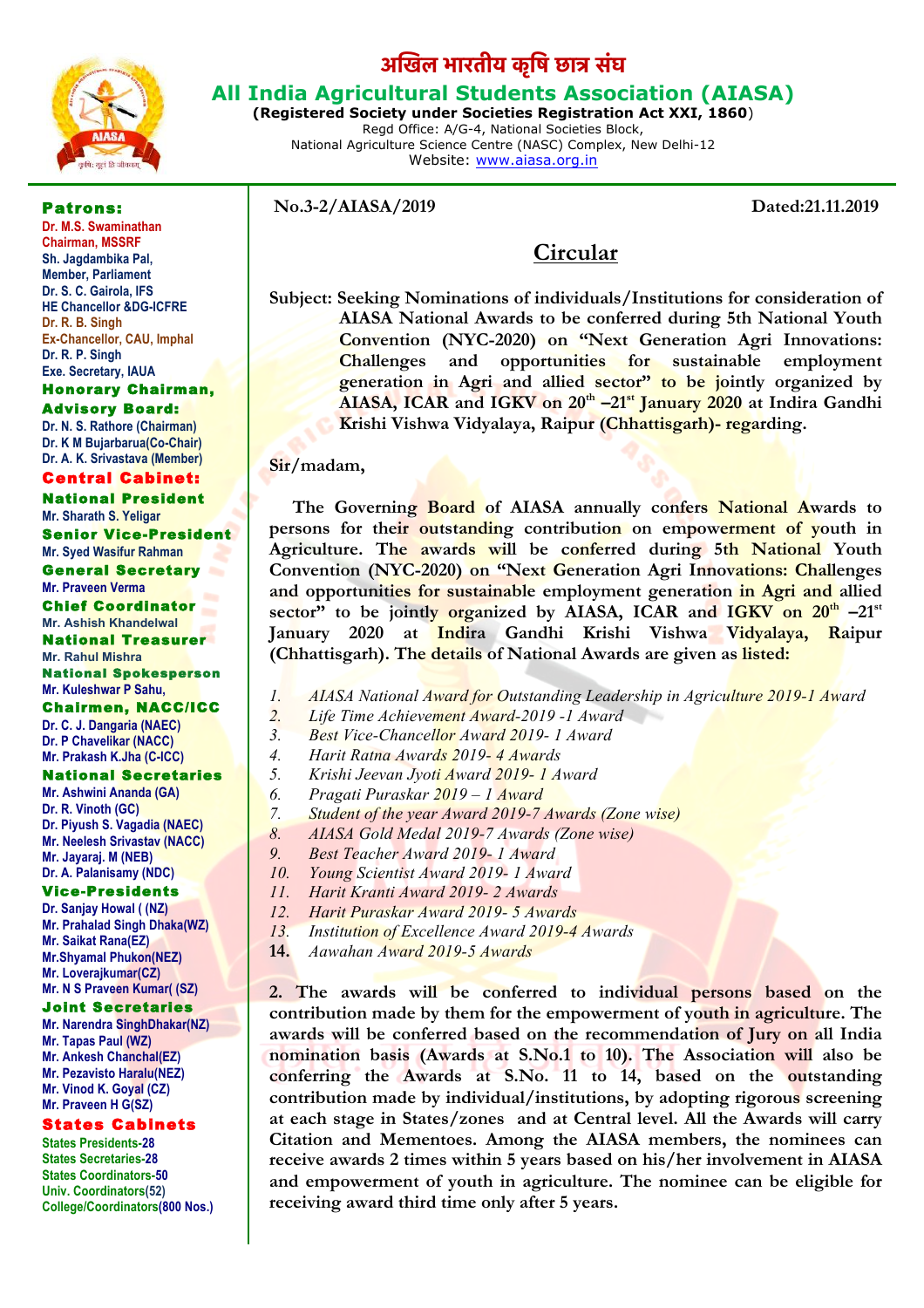# अखिल भारतीय कृषि छात्र संघ

## All India Agricultural Students Association (AIASA)

**(Registered Society under Societies Registration Act XXI, 1860)**
Regd Office: A/G-4, National Societies Block,
National Agriculture Science Centre (NASC) Complex, New Delhi-12
Website: www.aiasa.org.in

**Patrons:**
Dr. M.S. Swaminathan
Chairman, MSSRF
Sh. Jagdambika Pal,
Member, Parliament
Dr. S. C. Gairola, IFS
HE Chancellor &DG-ICFRE
Dr. R. B. Singh
Ex-Chancellor, CAU, Imphal
Dr. R. P. Singh
Exe. Secretary, IAUA

**Honorary Chairman, Advisory Board:**
Dr. N. S. Rathore (Chairman)
Dr. K M Bujarbarua(Co-Chair)
Dr. A. K. Srivastava (Member)

**Central Cabinet:**

**National President**
Mr. Sharath S. Yeligar

**Senior Vice-President**
Mr. Syed Wasifur Rahman

**General Secretary**
Mr. Praveen Verma

**Chief Coordinator**
Mr. Ashish Khandelwal

**National Treasurer**
Mr. Rahul Mishra

**National Spokesperson**
Mr. Kuleshwar P Sahu,

**Chairmen, NACC/ICC**
Dr. C. J. Dangaria (NAEC)
Dr. P Chavelikar (NACC)
Mr. Prakash K.Jha (C-ICC)

**National Secretaries**
Mr. Ashwini Ananda (GA)
Dr. R. Vinoth (GC)
Dr. Piyush S. Vagadia (NAEC)
Mr. Neelesh Srivastav (NACC)
Mr. Jayaraj. M (NEB)
Dr. A. Palanisamy (NDC)

**Vice-Presidents**
Dr. Sanjay Howal ( (NZ)
Mr. Prahalad Singh Dhaka(WZ)
Mr. Saikat Rana(EZ)
Mr.Shyamal Phukon(NEZ)
Mr. Loverajkumar(CZ)
Mr. N S Praveen Kumar( (SZ)

**Joint Secretaries**
Mr. Narendra SinghDhakar(NZ)
Mr. Tapas Paul (WZ)
Mr. Ankesh Chanchal(EZ)
Mr. Pezavisto Haralu(NEZ)
Mr. Vinod K. Goyal (CZ)
Mr. Praveen H G(SZ)

**States Cabinets**
States Presidents-28
States Secretaries-28
States Coordinators-50
Univ. Coordinators(52)
College/Coordinators(800 Nos.)

**No.3-2/AIASA/2019** **Dated:21.11.2019**

## Circular

**Subject: Seeking Nominations of individuals/Institutions for consideration of AIASA National Awards to be conferred during 5th National Youth Convention (NYC-2020) on "Next Generation Agri Innovations: Challenges and opportunities for sustainable employment generation in Agri and allied sector" to be jointly organized by AIASA, ICAR and IGKV on 20th –21st January 2020 at Indira Gandhi Krishi Vishwa Vidyalaya, Raipur (Chhattisgarh)- regarding.**

**Sir/madam,**

**The Governing Board of AIASA annually confers National Awards to persons for their outstanding contribution on empowerment of youth in Agriculture. The awards will be conferred during 5th National Youth Convention (NYC-2020) on "Next Generation Agri Innovations: Challenges and opportunities for sustainable employment generation in Agri and allied sector" to be jointly organized by AIASA, ICAR and IGKV on 20th –21st January 2020 at Indira Gandhi Krishi Vishwa Vidyalaya, Raipur (Chhattisgarh). The details of National Awards are given as listed:**

1. *AIASA National Award for Outstanding Leadership in Agriculture 2019-1 Award*
2. *Life Time Achievement Award-2019 -1 Award*
3. *Best Vice-Chancellor Award 2019- 1 Award*
4. *Harit Ratna Awards 2019- 4 Awards*
5. *Krishi Jeevan Jyoti Award 2019- 1 Award*
6. *Pragati Puraskar 2019 – 1 Award*
7. *Student of the year Award 2019-7 Awards (Zone wise)*
8. *AIASA Gold Medal 2019-7 Awards (Zone wise)*
9. *Best Teacher Award 2019- 1 Award*
10. *Young Scientist Award 2019- 1 Award*
11. *Harit Kranti Award 2019- 2 Awards*
12. *Harit Puraskar Award 2019- 5 Awards*
13. *Institution of Excellence Award 2019-4 Awards*
14. *Aawahan Award 2019-5 Awards*

**2. The awards will be conferred to individual persons based on the contribution made by them for the empowerment of youth in agriculture. The awards will be conferred based on the recommendation of Jury on all India nomination basis (Awards at S.No.1 to 10). The Association will also be conferring the Awards at S.No. 11 to 14, based on the outstanding contribution made by individual/institutions, by adopting rigorous screening at each stage in States/zones and at Central level. All the Awards will carry Citation and Mementoes. Among the AIASA members, the nominees can receive awards 2 times within 5 years based on his/her involvement in AIASA and empowerment of youth in agriculture. The nominee can be eligible for receiving award third time only after 5 years.**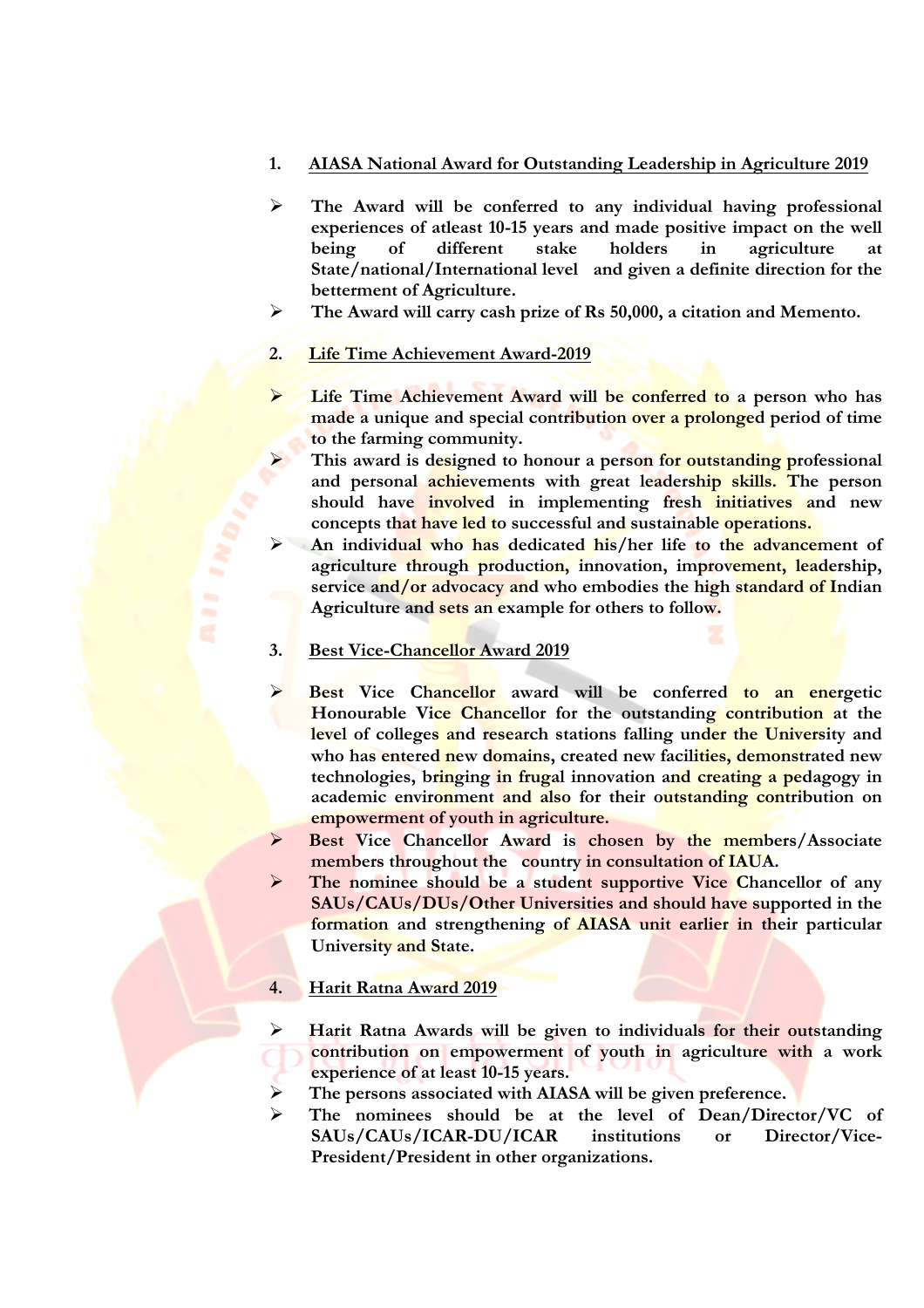1. **<u>AIASA National Award for Outstanding Leadership in Agriculture 2019</u>**

- **The Award will be conferred to any individual having professional experiences of atleast 10-15 years and made positive impact on the well being of different stake holders in agriculture at State/national/International level and given a definite direction for the betterment of Agriculture.**
- **The Award will carry cash prize of Rs 50,000, a citation and Memento.**

2. **<u>Life Time Achievement Award-2019</u>**

- **Life Time Achievement Award will be conferred to a person who has made a unique and special contribution over a prolonged period of time to the farming community.**
- **This award is designed to honour a person for outstanding professional and personal achievements with great leadership skills. The person should have involved in implementing fresh initiatives and new concepts that have led to successful and sustainable operations.**
- **An individual who has dedicated his/her life to the advancement of agriculture through production, innovation, improvement, leadership, service and/or advocacy and who embodies the high standard of Indian Agriculture and sets an example for others to follow.**

3. **<u>Best Vice-Chancellor Award 2019</u>**

- **Best Vice Chancellor award will be conferred to an energetic Honourable Vice Chancellor for the outstanding contribution at the level of colleges and research stations falling under the University and who has entered new domains, created new facilities, demonstrated new technologies, bringing in frugal innovation and creating a pedagogy in academic environment and also for their outstanding contribution on empowerment of youth in agriculture.**
- **Best Vice Chancellor Award is chosen by the members/Associate members throughout the country in consultation of IAUA.**
- **The nominee should be a student supportive Vice Chancellor of any SAUs/CAUs/DUs/Other Universities and should have supported in the formation and strengthening of AIASA unit earlier in their particular University and State.**

4. **<u>Harit Ratna Award 2019</u>**

- **Harit Ratna Awards will be given to individuals for their outstanding contribution on empowerment of youth in agriculture with a work experience of at least 10-15 years.**
- **The persons associated with AIASA will be given preference.**
- **The nominees should be at the level of Dean/Director/VC of SAUs/CAUs/ICAR-DU/ICAR institutions or Director/Vice-President/President in other organizations.**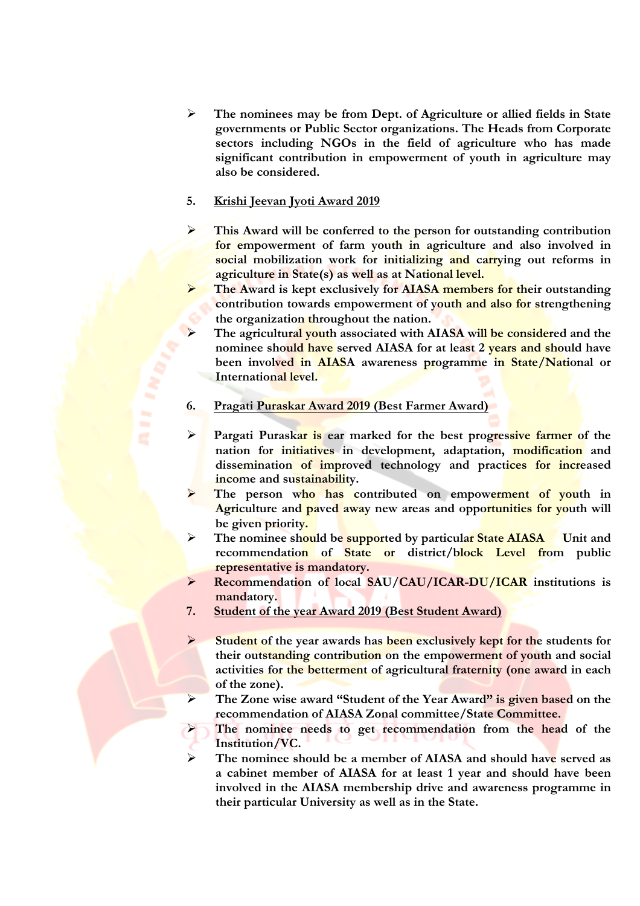- The nominees may be from Dept. of Agriculture or allied fields in State governments or Public Sector organizations. The Heads from Corporate sectors including NGOs in the field of agriculture who has made significant contribution in empowerment of youth in agriculture may also be considered.

5. <u>Krishi Jeevan Jyoti Award 2019</u>

- This Award will be conferred to the person for outstanding contribution for empowerment of farm youth in agriculture and also involved in social mobilization work for initializing and carrying out reforms in agriculture in State(s) as well as at National level.
- The Award is kept exclusively for AIASA members for their outstanding contribution towards empowerment of youth and also for strengthening the organization throughout the nation.
- The agricultural youth associated with AIASA will be considered and the nominee should have served AIASA for at least 2 years and should have been involved in AIASA awareness programme in State/National or International level.

6. <u>Pragati Puraskar Award 2019 (Best Farmer Award)</u>

- Pargati Puraskar is ear marked for the best progressive farmer of the nation for initiatives in development, adaptation, modification and dissemination of improved technology and practices for increased income and sustainability.
- The person who has contributed on empowerment of youth in Agriculture and paved away new areas and opportunities for youth will be given priority.
- The nominee should be supported by particular State AIASA Unit and recommendation of State or district/block Level from public representative is mandatory.
- Recommendation of local SAU/CAU/ICAR-DU/ICAR institutions is mandatory.

7. <u>Student of the year Award 2019 (Best Student Award)</u>

- Student of the year awards has been exclusively kept for the students for their outstanding contribution on the empowerment of youth and social activities for the betterment of agricultural fraternity (one award in each of the zone).
- The Zone wise award "Student of the Year Award" is given based on the recommendation of AIASA Zonal committee/State Committee.
- The nominee needs to get recommendation from the head of the Institution/VC.
- The nominee should be a member of AIASA and should have served as a cabinet member of AIASA for at least 1 year and should have been involved in the AIASA membership drive and awareness programme in their particular University as well as in the State.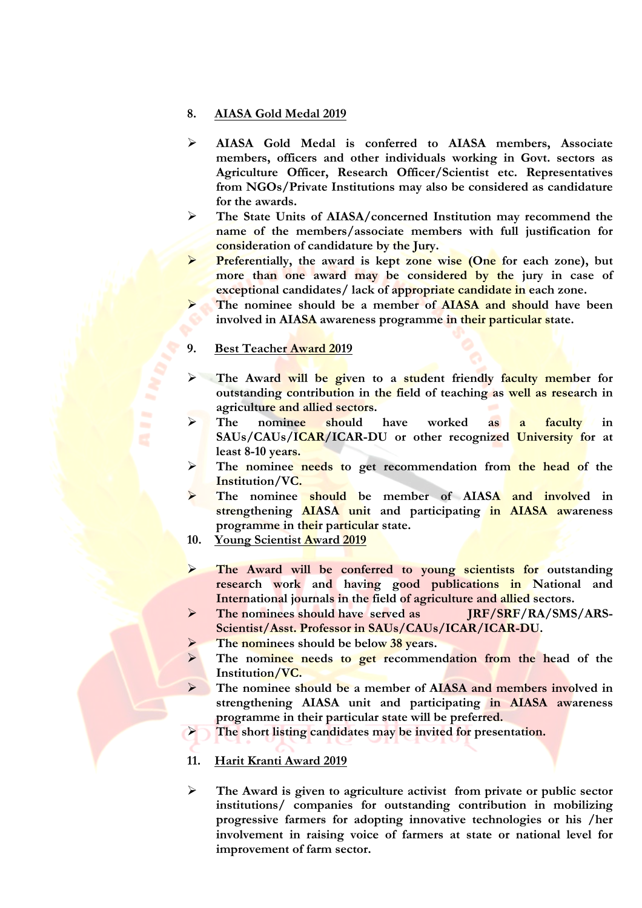## 8. AIASA Gold Medal 2019

- **AIASA Gold Medal is conferred to AIASA members, Associate members, officers and other individuals working in Govt. sectors as Agriculture Officer, Research Officer/Scientist etc. Representatives from NGOs/Private Institutions may also be considered as candidature for the awards.**
- **The State Units of AIASA/concerned Institution may recommend the name of the members/associate members with full justification for consideration of candidature by the Jury.**
- **Preferentially, the award is kept zone wise (One for each zone), but more than one award may be considered by the jury in case of exceptional candidates/ lack of appropriate candidate in each zone.**
- **The nominee should be a member of AIASA and should have been involved in AIASA awareness programme in their particular state.**

## 9. Best Teacher Award 2019

- **The Award will be given to a student friendly faculty member for outstanding contribution in the field of teaching as well as research in agriculture and allied sectors.**
- **The nominee should have worked as a faculty in SAUs/CAUs/ICAR/ICAR-DU or other recognized University for at least 8-10 years.**
- **The nominee needs to get recommendation from the head of the Institution/VC.**
- **The nominee should be member of AIASA and involved in strengthening AIASA unit and participating in AIASA awareness programme in their particular state.**

## 10. Young Scientist Award 2019

- **The Award will be conferred to young scientists for outstanding research work and having good publications in National and International journals in the field of agriculture and allied sectors.**
- **The nominees should have served as JRF/SRF/RA/SMS/ARS-Scientist/Asst. Professor in SAUs/CAUs/ICAR/ICAR-DU.**
- **The nominees should be below 38 years.**
- **The nominee needs to get recommendation from the head of the Institution/VC.**
- **The nominee should be a member of AIASA and members involved in strengthening AIASA unit and participating in AIASA awareness programme in their particular state will be preferred.**
- **The short listing candidates may be invited for presentation.**

## 11. Harit Kranti Award 2019

- **The Award is given to agriculture activist from private or public sector institutions/ companies for outstanding contribution in mobilizing progressive farmers for adopting innovative technologies or his /her involvement in raising voice of farmers at state or national level for improvement of farm sector.**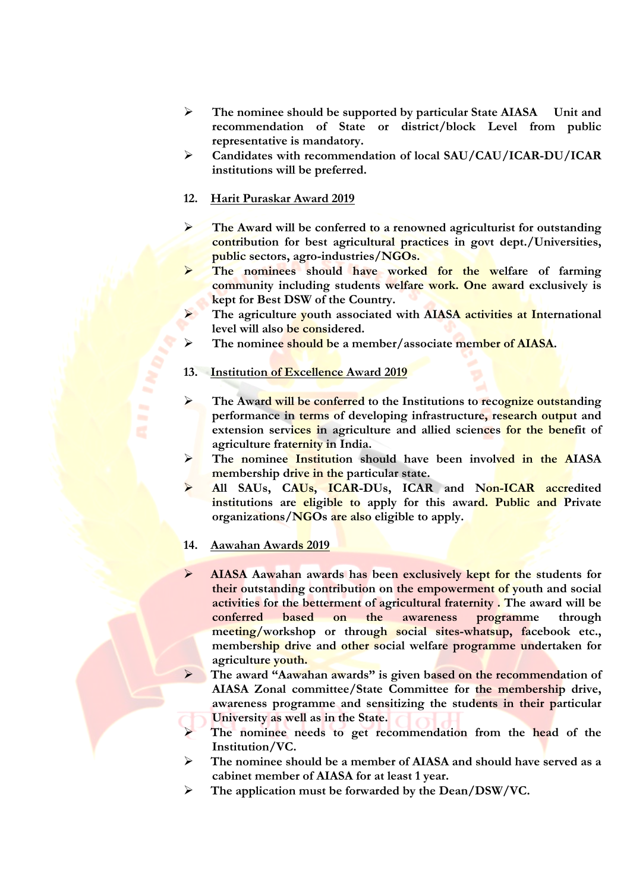- The nominee should be supported by particular State AIASA Unit and recommendation of State or district/block Level from public representative is mandatory.
- Candidates with recommendation of local SAU/CAU/ICAR-DU/ICAR institutions will be preferred.

12. **Harit Puraskar Award 2019**

- The Award will be conferred to a renowned agriculturist for outstanding contribution for best agricultural practices in govt dept./Universities, public sectors, agro-industries/NGOs.
- The nominees should have worked for the welfare of farming community including students welfare work. One award exclusively is kept for Best DSW of the Country.
- The agriculture youth associated with AIASA activities at International level will also be considered.
- The nominee should be a member/associate member of AIASA.

13. **Institution of Excellence Award 2019**

- The Award will be conferred to the Institutions to recognize outstanding performance in terms of developing infrastructure, research output and extension services in agriculture and allied sciences for the benefit of agriculture fraternity in India.
- The nominee Institution should have been involved in the AIASA membership drive in the particular state.
- All SAUs, CAUs, ICAR-DUs, ICAR and Non-ICAR accredited institutions are eligible to apply for this award. Public and Private organizations/NGOs are also eligible to apply.

14. **Aawahan Awards 2019**

- AIASA Aawahan awards has been exclusively kept for the students for their outstanding contribution on the empowerment of youth and social activities for the betterment of agricultural fraternity . The award will be conferred based on the awareness programme through meeting/workshop or through social sites-whatsup, facebook etc., membership drive and other social welfare programme undertaken for agriculture youth.
- The award "Aawahan awards" is given based on the recommendation of AIASA Zonal committee/State Committee for the membership drive, awareness programme and sensitizing the students in their particular University as well as in the State.
- The nominee needs to get recommendation from the head of the Institution/VC.
- The nominee should be a member of AIASA and should have served as a cabinet member of AIASA for at least 1 year.
- The application must be forwarded by the Dean/DSW/VC.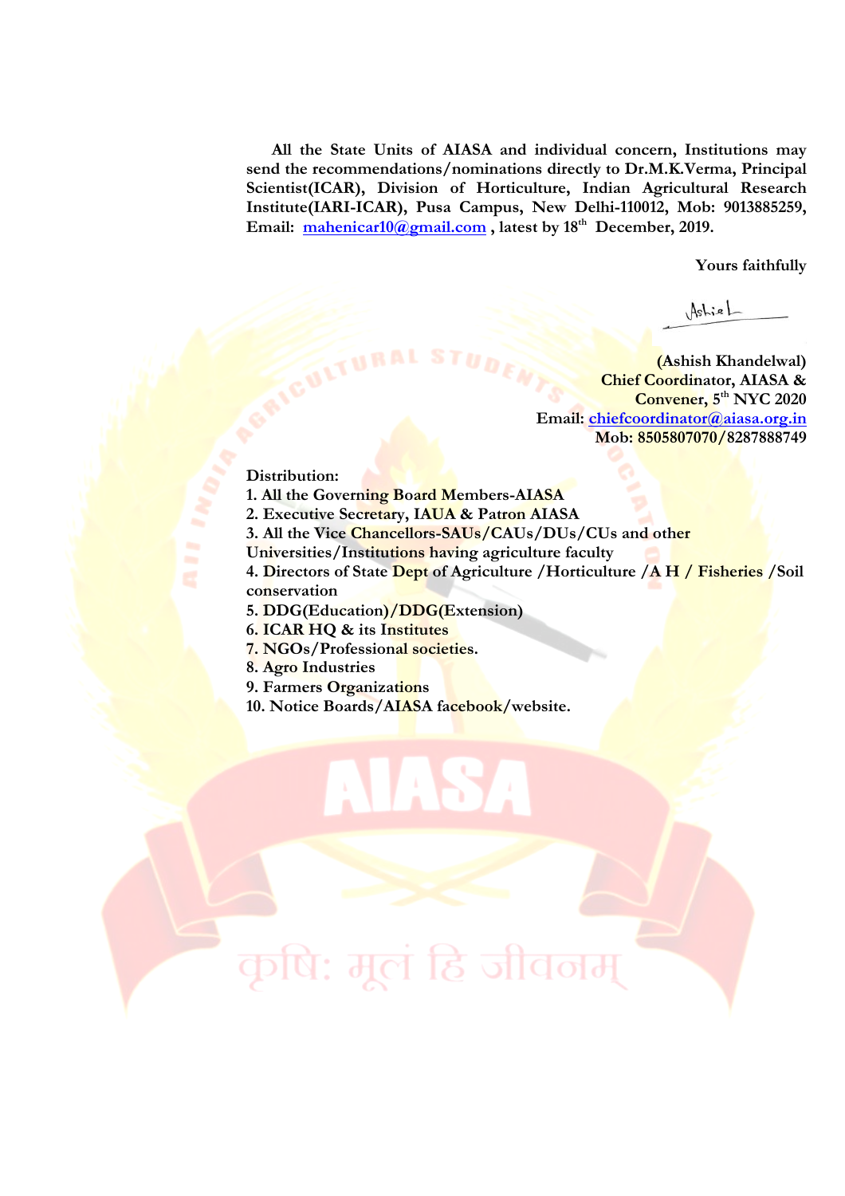**All the State Units of AIASA and individual concern, Institutions may send the recommendations/nominations directly to Dr.M.K.Verma, Principal Scientist(ICAR), Division of Horticulture, Indian Agricultural Research Institute(IARI-ICAR), Pusa Campus, New Delhi-110012, Mob: 9013885259, Email: mahenicar10@gmail.com , latest by 18th December, 2019.**

**Yours faithfully**

**(Ashish Khandelwal)**
**Chief Coordinator, AIASA &**
**Convener, 5th NYC 2020**
**Email: chiefcoordinator@aiasa.org.in**
**Mob: 8505807070/8287888749**

**Distribution:**

1. **All the Governing Board Members-AIASA**
2. **Executive Secretary, IAUA & Patron AIASA**
3. **All the Vice Chancellors-SAUs/CAUs/DUs/CUs and other Universities/Institutions having agriculture faculty**
4. **Directors of State Dept of Agriculture /Horticulture /A H / Fisheries /Soil conservation**
5. **DDG(Education)/DDG(Extension)**
6. **ICAR HQ & its Institutes**
7. **NGOs/Professional societies.**
8. **Agro Industries**
9. **Farmers Organizations**
10. **Notice Boards/AIASA facebook/website.**